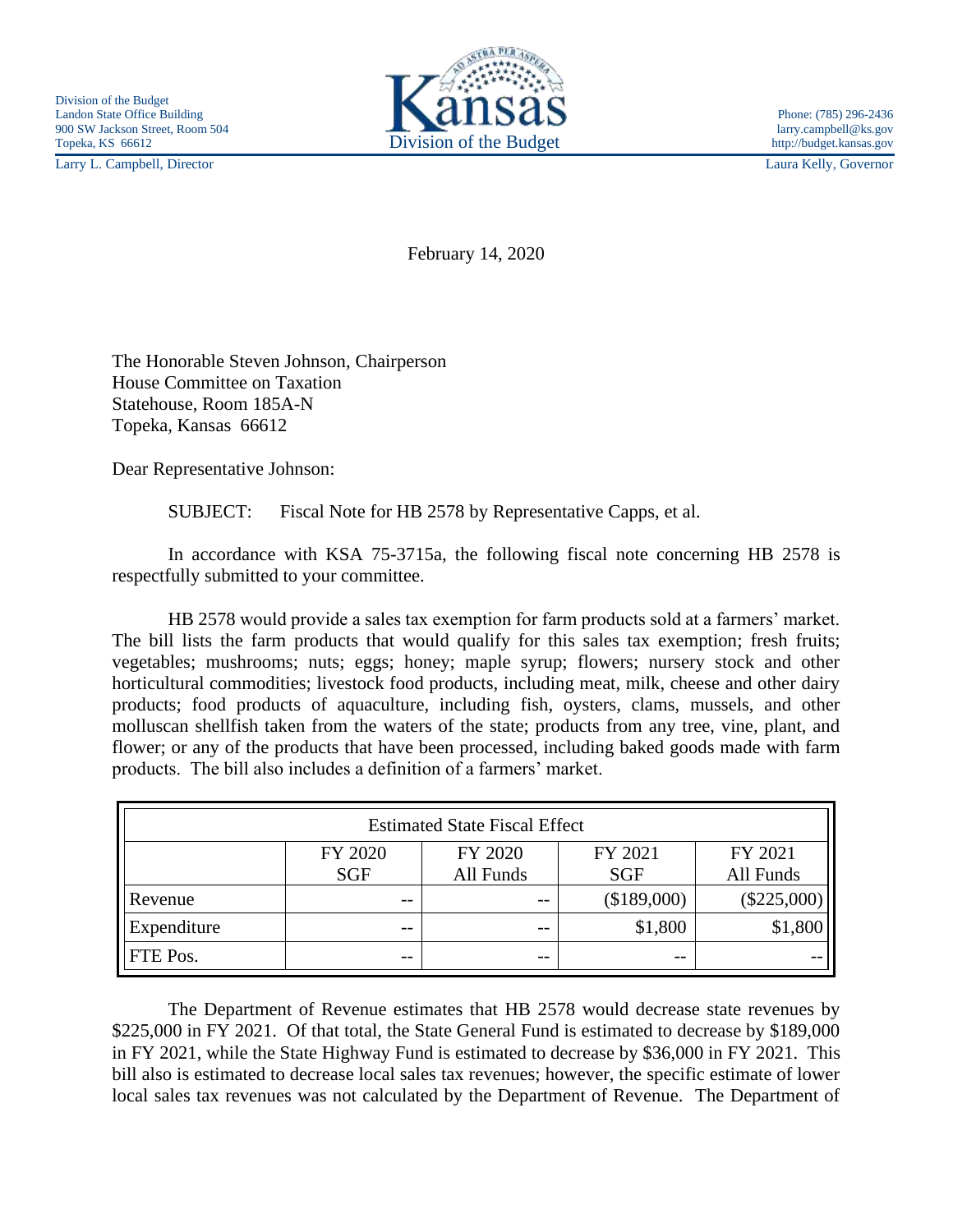Division of the Budget
Landon State Office Building
900 SW Jackson Street, Room 504
Topeka, KS 66612

Kansas
Division of the Budget

Phone: (785) 296-2436
larry.campbell@ks.gov
http://budget.kansas.gov

Larry L. Campbell, Director

Laura Kelly, Governor

February 14, 2020

The Honorable Steven Johnson, Chairperson
House Committee on Taxation
Statehouse, Room 185A-N
Topeka, Kansas 66612

Dear Representative Johnson:

SUBJECT: Fiscal Note for HB 2578 by Representative Capps, et al.

In accordance with KSA 75-3715a, the following fiscal note concerning HB 2578 is respectfully submitted to your committee.

HB 2578 would provide a sales tax exemption for farm products sold at a farmers' market. The bill lists the farm products that would qualify for this sales tax exemption; fresh fruits; vegetables; mushrooms; nuts; eggs; honey; maple syrup; flowers; nursery stock and other horticultural commodities; livestock food products, including meat, milk, cheese and other dairy products; food products of aquaculture, including fish, oysters, clams, mussels, and other molluscan shellfish taken from the waters of the state; products from any tree, vine, plant, and flower; or any of the products that have been processed, including baked goods made with farm products. The bill also includes a definition of a farmers' market.

| Estimated State Fiscal Effect | | | | |
|---|---|---|---|---|
| | FY 2020 SGF | FY 2020 All Funds | FY 2021 SGF | FY 2021 All Funds |
| Revenue | -- | -- | ($189,000) | ($225,000) |
| Expenditure | -- | -- | $1,800 | $1,800 |
| FTE Pos. | -- | -- | -- | -- |

The Department of Revenue estimates that HB 2578 would decrease state revenues by $225,000 in FY 2021. Of that total, the State General Fund is estimated to decrease by $189,000 in FY 2021, while the State Highway Fund is estimated to decrease by $36,000 in FY 2021. This bill also is estimated to decrease local sales tax revenues; however, the specific estimate of lower local sales tax revenues was not calculated by the Department of Revenue. The Department of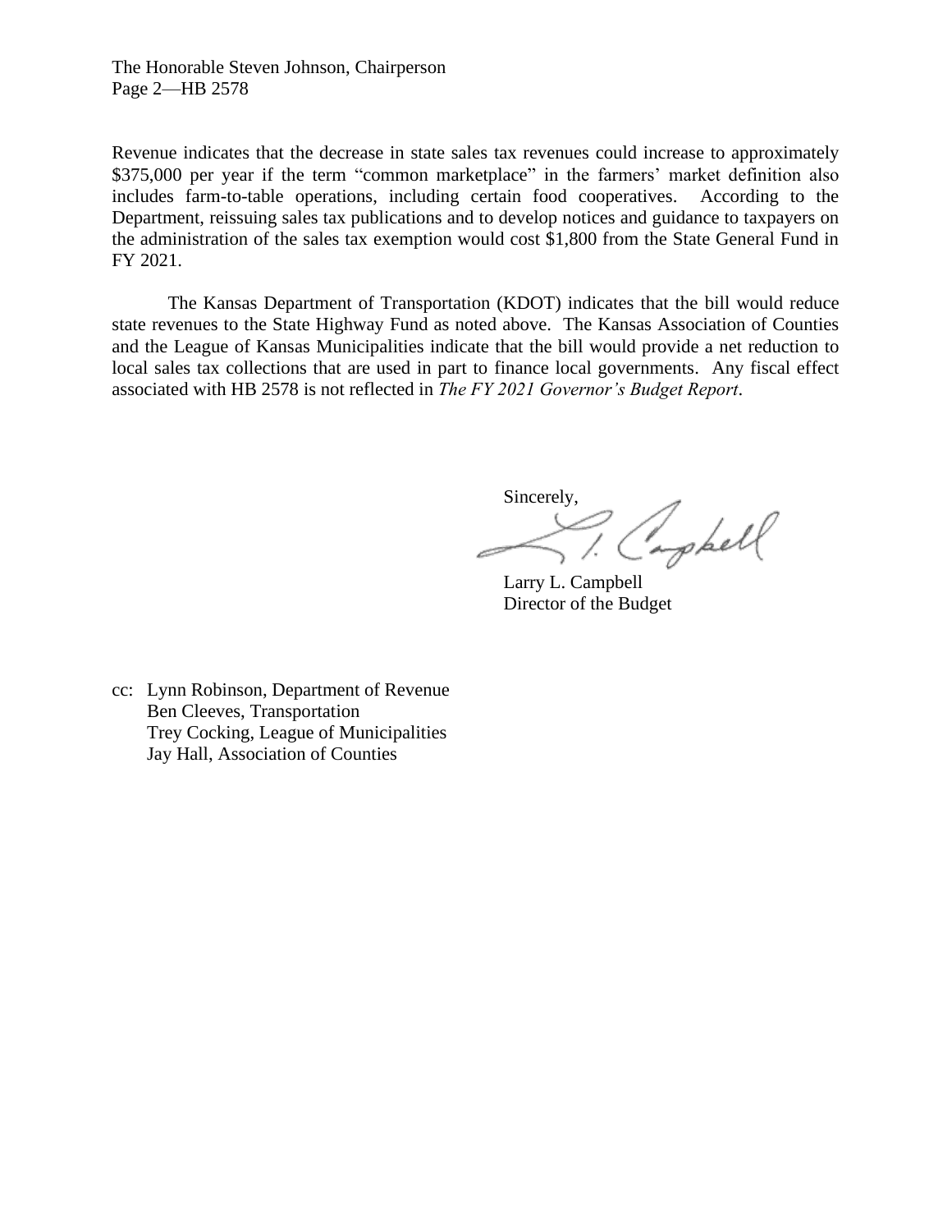Revenue indicates that the decrease in state sales tax revenues could increase to approximately $375,000 per year if the term "common marketplace" in the farmers' market definition also includes farm-to-table operations, including certain food cooperatives. According to the Department, reissuing sales tax publications and to develop notices and guidance to taxpayers on the administration of the sales tax exemption would cost $1,800 from the State General Fund in FY 2021.

The Kansas Department of Transportation (KDOT) indicates that the bill would reduce state revenues to the State Highway Fund as noted above. The Kansas Association of Counties and the League of Kansas Municipalities indicate that the bill would provide a net reduction to local sales tax collections that are used in part to finance local governments. Any fiscal effect associated with HB 2578 is not reflected in *The FY 2021 Governor's Budget Report*.

Sincerely,

Larry L. Campbell
Director of the Budget

cc: Lynn Robinson, Department of Revenue
Ben Cleeves, Transportation
Trey Cocking, League of Municipalities
Jay Hall, Association of Counties